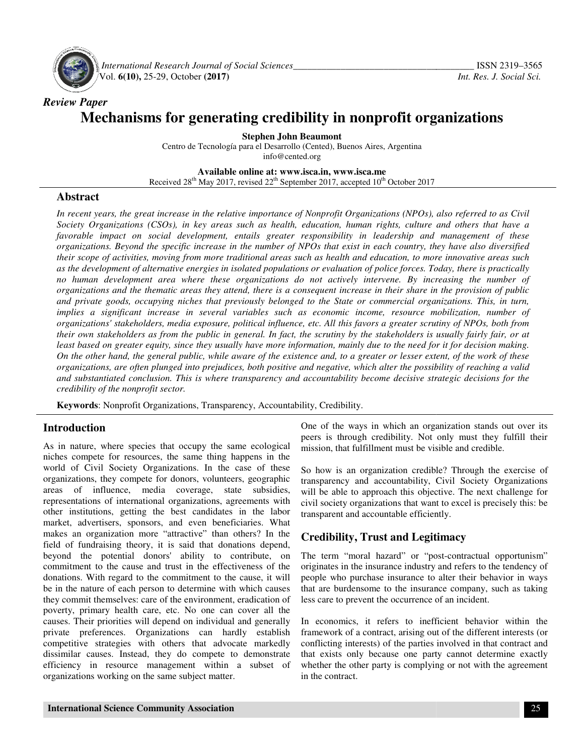*Review Paper*

# Mechanisms for generating credibility in nonprofit organizations

**Stephen John Beaumont**

Centro de Tecnología para el Desarrollo (Cented), Buenos Aires, Argentina
info@cented.org

**Available online at: www.isca.in, www.isca.me**
Received 28th May 2017, revised 22th September 2017, accepted 10th October 2017

## Abstract

*In recent years, the great increase in the relative importance of Nonprofit Organizations (NPOs), also referred to as Civil Society Organizations (CSOs), in key areas such as health, education, human rights, culture and others that have a favorable impact on social development, entails greater responsibility in leadership and management of these organizations. Beyond the specific increase in the number of NPOs that exist in each country, they have also diversified their scope of activities, moving from more traditional areas such as health and education, to more innovative areas such as the development of alternative energies in isolated populations or evaluation of police forces. Today, there is practically no human development area where these organizations do not actively intervene. By increasing the number of organizations and the thematic areas they attend, there is a consequent increase in their share in the provision of public and private goods, occupying niches that previously belonged to the State or commercial organizations. This, in turn, implies a significant increase in several variables such as economic income, resource mobilization, number of organizations' stakeholders, media exposure, political influence, etc. All this favors a greater scrutiny of NPOs, both from their own stakeholders as from the public in general. In fact, the scrutiny by the stakeholders is usually fairly fair, or at least based on greater equity, since they usually have more information, mainly due to the need for it for decision making. On the other hand, the general public, while aware of the existence and, to a greater or lesser extent, of the work of these organizations, are often plunged into prejudices, both positive and negative, which alter the possibility of reaching a valid and substantiated conclusion. This is where transparency and accountability become decisive strategic decisions for the credibility of the nonprofit sector.*

**Keywords**: Nonprofit Organizations, Transparency, Accountability, Credibility.

## Introduction

As in nature, where species that occupy the same ecological niches compete for resources, the same thing happens in the world of Civil Society Organizations. In the case of these organizations, they compete for donors, volunteers, geographic areas of influence, media coverage, state subsidies, representations of international organizations, agreements with other institutions, getting the best candidates in the labor market, advertisers, sponsors, and even beneficiaries. What makes an organization more "attractive" than others? In the field of fundraising theory, it is said that donations depend, beyond the potential donors' ability to contribute, on commitment to the cause and trust in the effectiveness of the donations. With regard to the commitment to the cause, it will be in the nature of each person to determine with which causes they commit themselves: care of the environment, eradication of poverty, primary health care, etc. No one can cover all the causes. Their priorities will depend on individual and generally private preferences. Organizations can hardly establish competitive strategies with others that advocate markedly dissimilar causes. Instead, they do compete to demonstrate efficiency in resource management within a subset of organizations working on the same subject matter.

One of the ways in which an organization stands out over its peers is through credibility. Not only must they fulfill their mission, that fulfillment must be visible and credible.

So how is an organization credible? Through the exercise of transparency and accountability, Civil Society Organizations will be able to approach this objective. The next challenge for civil society organizations that want to excel is precisely this: be transparent and accountable efficiently.

## Credibility, Trust and Legitimacy

The term "moral hazard" or "post-contractual opportunism" originates in the insurance industry and refers to the tendency of people who purchase insurance to alter their behavior in ways that are burdensome to the insurance company, such as taking less care to prevent the occurrence of an incident.

In economics, it refers to inefficient behavior within the framework of a contract, arising out of the different interests (or conflicting interests) of the parties involved in that contract and that exists only because one party cannot determine exactly whether the other party is complying or not with the agreement in the contract.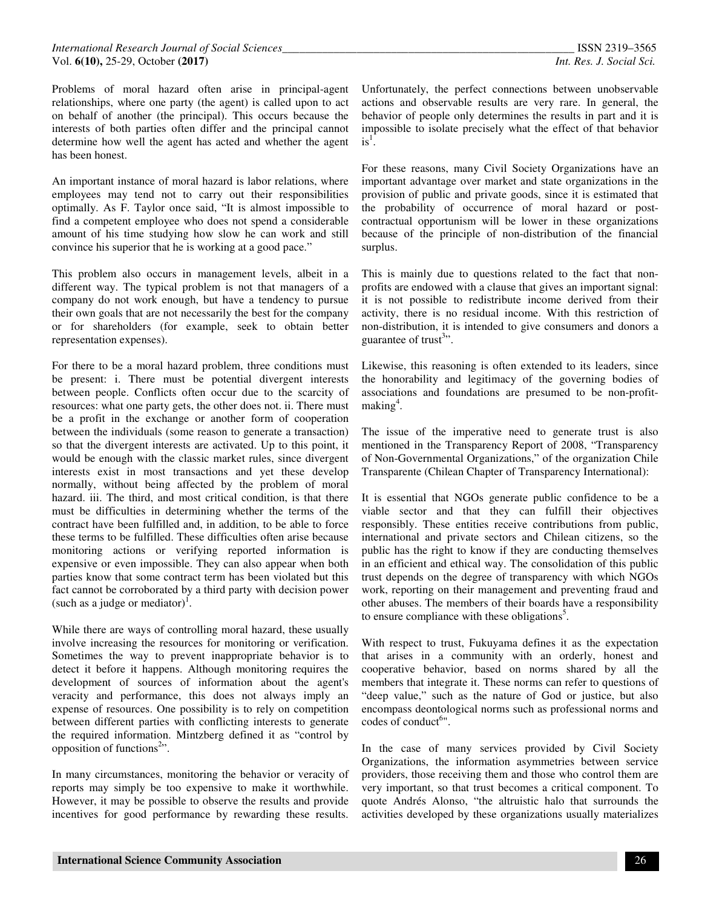Problems of moral hazard often arise in principal-agent relationships, where one party (the agent) is called upon to act on behalf of another (the principal). This occurs because the interests of both parties often differ and the principal cannot determine how well the agent has acted and whether the agent has been honest.

An important instance of moral hazard is labor relations, where employees may tend not to carry out their responsibilities optimally. As F. Taylor once said, "It is almost impossible to find a competent employee who does not spend a considerable amount of his time studying how slow he can work and still convince his superior that he is working at a good pace."

This problem also occurs in management levels, albeit in a different way. The typical problem is not that managers of a company do not work enough, but have a tendency to pursue their own goals that are not necessarily the best for the company or for shareholders (for example, seek to obtain better representation expenses).

For there to be a moral hazard problem, three conditions must be present: i. There must be potential divergent interests between people. Conflicts often occur due to the scarcity of resources: what one party gets, the other does not. ii. There must be a profit in the exchange or another form of cooperation between the individuals (some reason to generate a transaction) so that the divergent interests are activated. Up to this point, it would be enough with the classic market rules, since divergent interests exist in most transactions and yet these develop normally, without being affected by the problem of moral hazard. iii. The third, and most critical condition, is that there must be difficulties in determining whether the terms of the contract have been fulfilled and, in addition, to be able to force these terms to be fulfilled. These difficulties often arise because monitoring actions or verifying reported information is expensive or even impossible. They can also appear when both parties know that some contract term has been violated but this fact cannot be corroborated by a third party with decision power (such as a judge or mediator)[1].

While there are ways of controlling moral hazard, these usually involve increasing the resources for monitoring or verification. Sometimes the way to prevent inappropriate behavior is to detect it before it happens. Although monitoring requires the development of sources of information about the agent's veracity and performance, this does not always imply an expense of resources. One possibility is to rely on competition between different parties with conflicting interests to generate the required information. Mintzberg defined it as "control by opposition of functions[2]".

In many circumstances, monitoring the behavior or veracity of reports may simply be too expensive to make it worthwhile. However, it may be possible to observe the results and provide incentives for good performance by rewarding these results. Unfortunately, the perfect connections between unobservable actions and observable results are very rare. In general, the behavior of people only determines the results in part and it is impossible to isolate precisely what the effect of that behavior is[1].

For these reasons, many Civil Society Organizations have an important advantage over market and state organizations in the provision of public and private goods, since it is estimated that the probability of occurrence of moral hazard or post-contractual opportunism will be lower in these organizations because of the principle of non-distribution of the financial surplus.

This is mainly due to questions related to the fact that non-profits are endowed with a clause that gives an important signal: it is not possible to redistribute income derived from their activity, there is no residual income. With this restriction of non-distribution, it is intended to give consumers and donors a guarantee of trust[3]".

Likewise, this reasoning is often extended to its leaders, since the honorability and legitimacy of the governing bodies of associations and foundations are presumed to be non-profit-making[4].

The issue of the imperative need to generate trust is also mentioned in the Transparency Report of 2008, "Transparency of Non-Governmental Organizations," of the organization Chile Transparente (Chilean Chapter of Transparency International):

It is essential that NGOs generate public confidence to be a viable sector and that they can fulfill their objectives responsibly. These entities receive contributions from public, international and private sectors and Chilean citizens, so the public has the right to know if they are conducting themselves in an efficient and ethical way. The consolidation of this public trust depends on the degree of transparency with which NGOs work, reporting on their management and preventing fraud and other abuses. The members of their boards have a responsibility to ensure compliance with these obligations[5].

With respect to trust, Fukuyama defines it as the expectation that arises in a community with an orderly, honest and cooperative behavior, based on norms shared by all the members that integrate it. These norms can refer to questions of "deep value," such as the nature of God or justice, but also encompass deontological norms such as professional norms and codes of conduct[6]".

In the case of many services provided by Civil Society Organizations, the information asymmetries between service providers, those receiving them and those who control them are very important, so that trust becomes a critical component. To quote Andrés Alonso, "the altruistic halo that surrounds the activities developed by these organizations usually materializes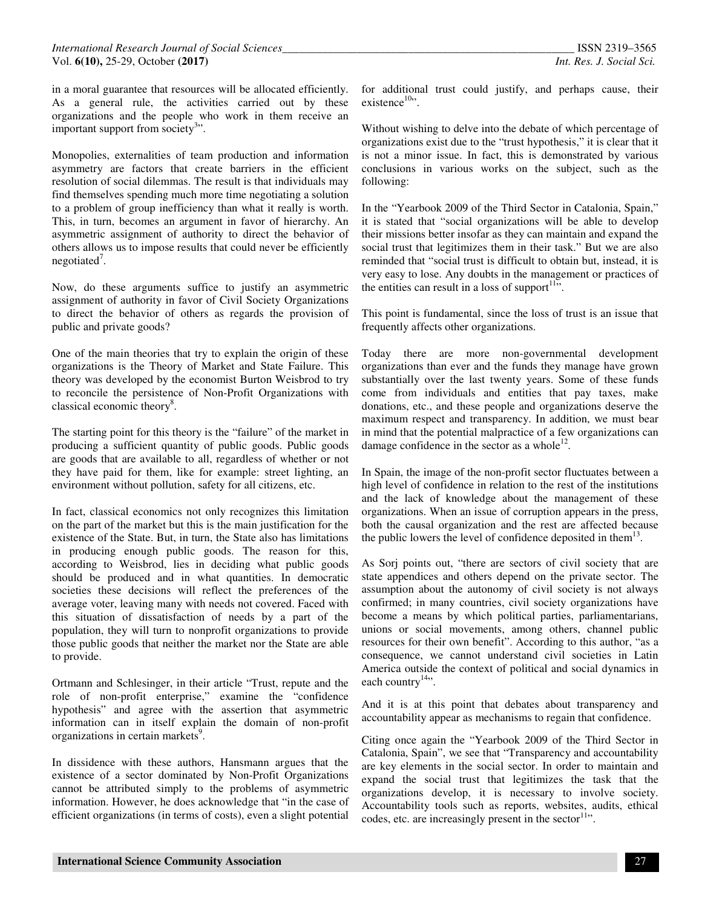in a moral guarantee that resources will be allocated efficiently. As a general rule, the activities carried out by these organizations and the people who work in them receive an important support from society[3]".

Monopolies, externalities of team production and information asymmetry are factors that create barriers in the efficient resolution of social dilemmas. The result is that individuals may find themselves spending much more time negotiating a solution to a problem of group inefficiency than what it really is worth. This, in turn, becomes an argument in favor of hierarchy. An asymmetric assignment of authority to direct the behavior of others allows us to impose results that could never be efficiently negotiated[7].

Now, do these arguments suffice to justify an asymmetric assignment of authority in favor of Civil Society Organizations to direct the behavior of others as regards the provision of public and private goods?

One of the main theories that try to explain the origin of these organizations is the Theory of Market and State Failure. This theory was developed by the economist Burton Weisbrod to try to reconcile the persistence of Non-Profit Organizations with classical economic theory[8].

The starting point for this theory is the "failure" of the market in producing a sufficient quantity of public goods. Public goods are goods that are available to all, regardless of whether or not they have paid for them, like for example: street lighting, an environment without pollution, safety for all citizens, etc.

In fact, classical economics not only recognizes this limitation on the part of the market but this is the main justification for the existence of the State. But, in turn, the State also has limitations in producing enough public goods. The reason for this, according to Weisbrod, lies in deciding what public goods should be produced and in what quantities. In democratic societies these decisions will reflect the preferences of the average voter, leaving many with needs not covered. Faced with this situation of dissatisfaction of needs by a part of the population, they will turn to nonprofit organizations to provide those public goods that neither the market nor the State are able to provide.

Ortmann and Schlesinger, in their article "Trust, repute and the role of non-profit enterprise," examine the "confidence hypothesis" and agree with the assertion that asymmetric information can in itself explain the domain of non-profit organizations in certain markets[9].

In dissidence with these authors, Hansmann argues that the existence of a sector dominated by Non-Profit Organizations cannot be attributed simply to the problems of asymmetric information. However, he does acknowledge that "in the case of efficient organizations (in terms of costs), even a slight potential for additional trust could justify, and perhaps cause, their existence[10]".

Without wishing to delve into the debate of which percentage of organizations exist due to the "trust hypothesis," it is clear that it is not a minor issue. In fact, this is demonstrated by various conclusions in various works on the subject, such as the following:

In the "Yearbook 2009 of the Third Sector in Catalonia, Spain," it is stated that "social organizations will be able to develop their missions better insofar as they can maintain and expand the social trust that legitimizes them in their task." But we are also reminded that "social trust is difficult to obtain but, instead, it is very easy to lose. Any doubts in the management or practices of the entities can result in a loss of support[11]".

This point is fundamental, since the loss of trust is an issue that frequently affects other organizations.

Today there are more non-governmental development organizations than ever and the funds they manage have grown substantially over the last twenty years. Some of these funds come from individuals and entities that pay taxes, make donations, etc., and these people and organizations deserve the maximum respect and transparency. In addition, we must bear in mind that the potential malpractice of a few organizations can damage confidence in the sector as a whole[12].

In Spain, the image of the non-profit sector fluctuates between a high level of confidence in relation to the rest of the institutions and the lack of knowledge about the management of these organizations. When an issue of corruption appears in the press, both the causal organization and the rest are affected because the public lowers the level of confidence deposited in them[13].

As Sorj points out, "there are sectors of civil society that are state appendices and others depend on the private sector. The assumption about the autonomy of civil society is not always confirmed; in many countries, civil society organizations have become a means by which political parties, parliamentarians, unions or social movements, among others, channel public resources for their own benefit". According to this author, "as a consequence, we cannot understand civil societies in Latin America outside the context of political and social dynamics in each country[14]".

And it is at this point that debates about transparency and accountability appear as mechanisms to regain that confidence.

Citing once again the "Yearbook 2009 of the Third Sector in Catalonia, Spain", we see that "Transparency and accountability are key elements in the social sector. In order to maintain and expand the social trust that legitimizes the task that the organizations develop, it is necessary to involve society. Accountability tools such as reports, websites, audits, ethical codes, etc. are increasingly present in the sector[11]".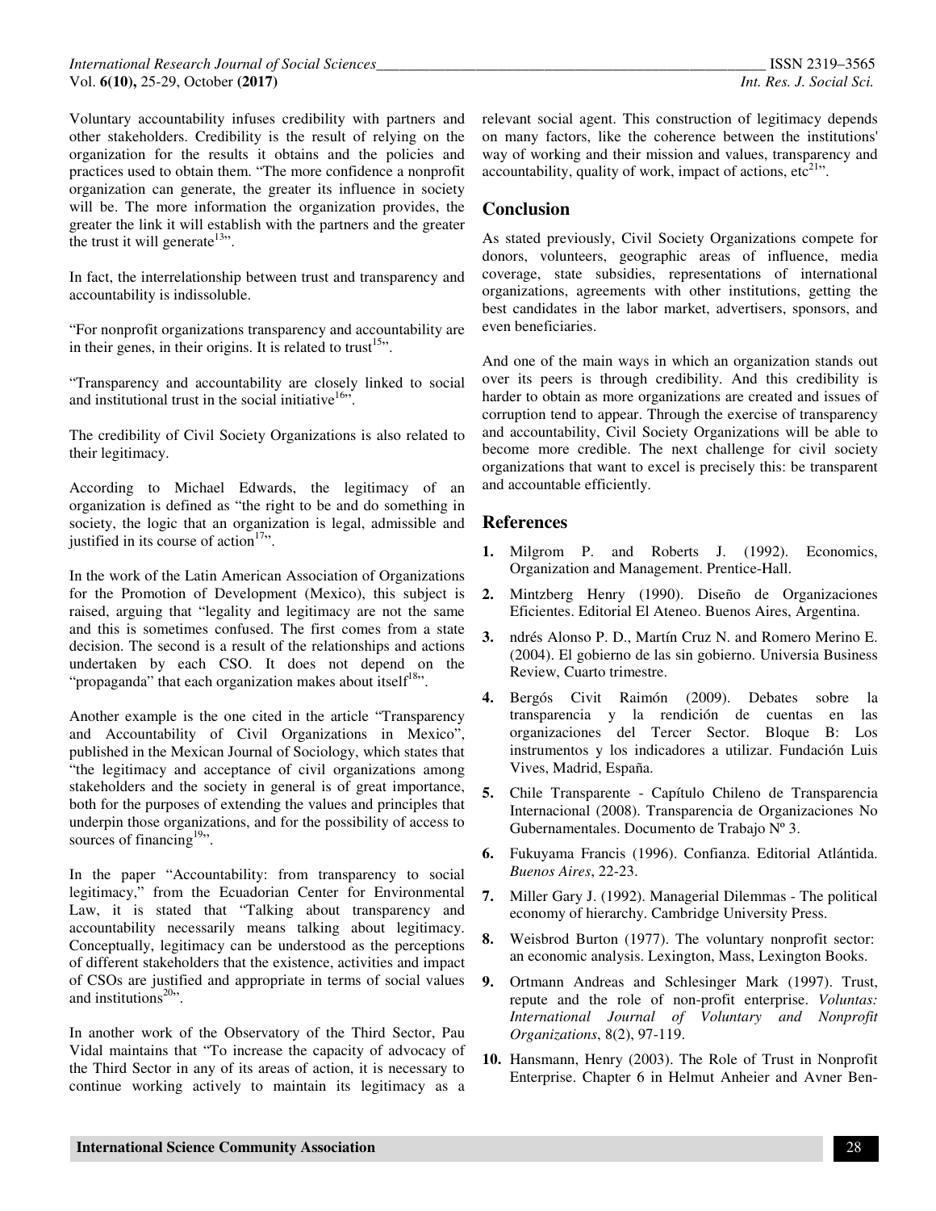Voluntary accountability infuses credibility with partners and other stakeholders. Credibility is the result of relying on the organization for the results it obtains and the policies and practices used to obtain them. "The more confidence a nonprofit organization can generate, the greater its influence in society will be. The more information the organization provides, the greater the link it will establish with the partners and the greater the trust it will generate[13]".

In fact, the interrelationship between trust and transparency and accountability is indissoluble.

"For nonprofit organizations transparency and accountability are in their genes, in their origins. It is related to trust[15]".

"Transparency and accountability are closely linked to social and institutional trust in the social initiative[16]".

The credibility of Civil Society Organizations is also related to their legitimacy.

According to Michael Edwards, the legitimacy of an organization is defined as "the right to be and do something in society, the logic that an organization is legal, admissible and justified in its course of action[17]".

In the work of the Latin American Association of Organizations for the Promotion of Development (Mexico), this subject is raised, arguing that "legality and legitimacy are not the same and this is sometimes confused. The first comes from a state decision. The second is a result of the relationships and actions undertaken by each CSO. It does not depend on the "propaganda" that each organization makes about itself[18]".

Another example is the one cited in the article "Transparency and Accountability of Civil Organizations in Mexico", published in the Mexican Journal of Sociology, which states that "the legitimacy and acceptance of civil organizations among stakeholders and the society in general is of great importance, both for the purposes of extending the values and principles that underpin those organizations, and for the possibility of access to sources of financing[19]".

In the paper "Accountability: from transparency to social legitimacy," from the Ecuadorian Center for Environmental Law, it is stated that "Talking about transparency and accountability necessarily means talking about legitimacy. Conceptually, legitimacy can be understood as the perceptions of different stakeholders that the existence, activities and impact of CSOs are justified and appropriate in terms of social values and institutions[20]".

In another work of the Observatory of the Third Sector, Pau Vidal maintains that "To increase the capacity of advocacy of the Third Sector in any of its areas of action, it is necessary to continue working actively to maintain its legitimacy as a relevant social agent. This construction of legitimacy depends on many factors, like the coherence between the institutions' way of working and their mission and values, transparency and accountability, quality of work, impact of actions, etc[21]".

## Conclusion

As stated previously, Civil Society Organizations compete for donors, volunteers, geographic areas of influence, media coverage, state subsidies, representations of international organizations, agreements with other institutions, getting the best candidates in the labor market, advertisers, sponsors, and even beneficiaries.

And one of the main ways in which an organization stands out over its peers is through credibility. And this credibility is harder to obtain as more organizations are created and issues of corruption tend to appear. Through the exercise of transparency and accountability, Civil Society Organizations will be able to become more credible. The next challenge for civil society organizations that want to excel is precisely this: be transparent and accountable efficiently.

## References

1. Milgrom P. and Roberts J. (1992). Economics, Organization and Management. Prentice-Hall.
2. Mintzberg Henry (1990). Diseño de Organizaciones Eficientes. Editorial El Ateneo. Buenos Aires, Argentina.
3. ndrés Alonso P. D., Martín Cruz N. and Romero Merino E. (2004). El gobierno de las sin gobierno. Universia Business Review, Cuarto trimestre.
4. Bergós Civit Raimón (2009). Debates sobre la transparencia y la rendición de cuentas en las organizaciones del Tercer Sector. Bloque B: Los instrumentos y los indicadores a utilizar. Fundación Luis Vives, Madrid, España.
5. Chile Transparente - Capítulo Chileno de Transparencia Internacional (2008). Transparencia de Organizaciones No Gubernamentales. Documento de Trabajo Nº 3.
6. Fukuyama Francis (1996). Confianza. Editorial Atlántida. *Buenos Aires*, 22-23.
7. Miller Gary J. (1992). Managerial Dilemmas - The political economy of hierarchy. Cambridge University Press.
8. Weisbrod Burton (1977). The voluntary nonprofit sector: an economic analysis. Lexington, Mass, Lexington Books.
9. Ortmann Andreas and Schlesinger Mark (1997). Trust, repute and the role of non-profit enterprise. *Voluntas: International Journal of Voluntary and Nonprofit Organizations*, 8(2), 97-119.
10. Hansmann, Henry (2003). The Role of Trust in Nonprofit Enterprise. Chapter 6 in Helmut Anheier and Avner Ben-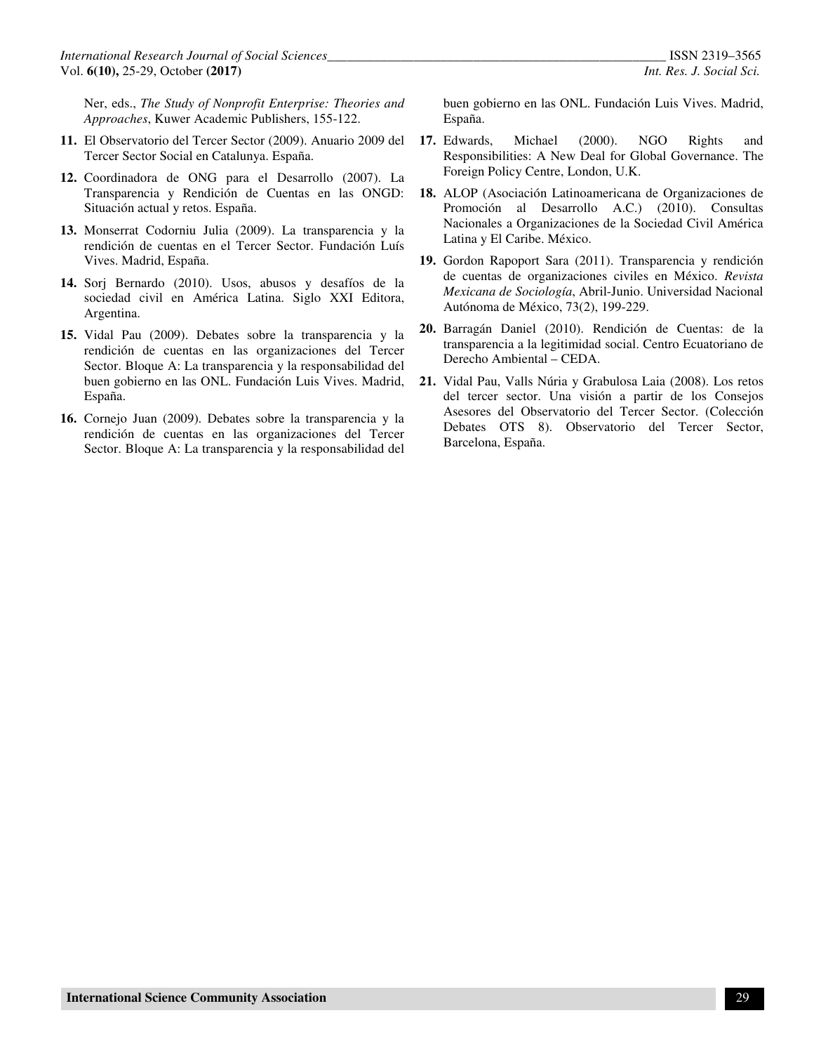Ner, eds., *The Study of Nonprofit Enterprise: Theories and Approaches*, Kuwer Academic Publishers, 155-122.

11. El Observatorio del Tercer Sector (2009). Anuario 2009 del Tercer Sector Social en Catalunya. España.

12. Coordinadora de ONG para el Desarrollo (2007). La Transparencia y Rendición de Cuentas en las ONGD: Situación actual y retos. España.

13. Monserrat Codorniu Julia (2009). La transparencia y la rendición de cuentas en el Tercer Sector. Fundación Luís Vives. Madrid, España.

14. Sorj Bernardo (2010). Usos, abusos y desafíos de la sociedad civil en América Latina. Siglo XXI Editora, Argentina.

15. Vidal Pau (2009). Debates sobre la transparencia y la rendición de cuentas en las organizaciones del Tercer Sector. Bloque A: La transparencia y la responsabilidad del buen gobierno en las ONL. Fundación Luis Vives. Madrid, España.

16. Cornejo Juan (2009). Debates sobre la transparencia y la rendición de cuentas en las organizaciones del Tercer Sector. Bloque A: La transparencia y la responsabilidad del buen gobierno en las ONL. Fundación Luis Vives. Madrid, España.

17. Edwards, Michael (2000). NGO Rights and Responsibilities: A New Deal for Global Governance. The Foreign Policy Centre, London, U.K.

18. ALOP (Asociación Latinoamericana de Organizaciones de Promoción al Desarrollo A.C.) (2010). Consultas Nacionales a Organizaciones de la Sociedad Civil América Latina y El Caribe. México.

19. Gordon Rapoport Sara (2011). Transparencia y rendición de cuentas de organizaciones civiles en México. *Revista Mexicana de Sociología*, Abril-Junio. Universidad Nacional Autónoma de México, 73(2), 199-229.

20. Barragán Daniel (2010). Rendición de Cuentas: de la transparencia a la legitimidad social. Centro Ecuatoriano de Derecho Ambiental – CEDA.

21. Vidal Pau, Valls Núria y Grabulosa Laia (2008). Los retos del tercer sector. Una visión a partir de los Consejos Asesores del Observatorio del Tercer Sector. (Colección Debates OTS 8). Observatorio del Tercer Sector, Barcelona, España.